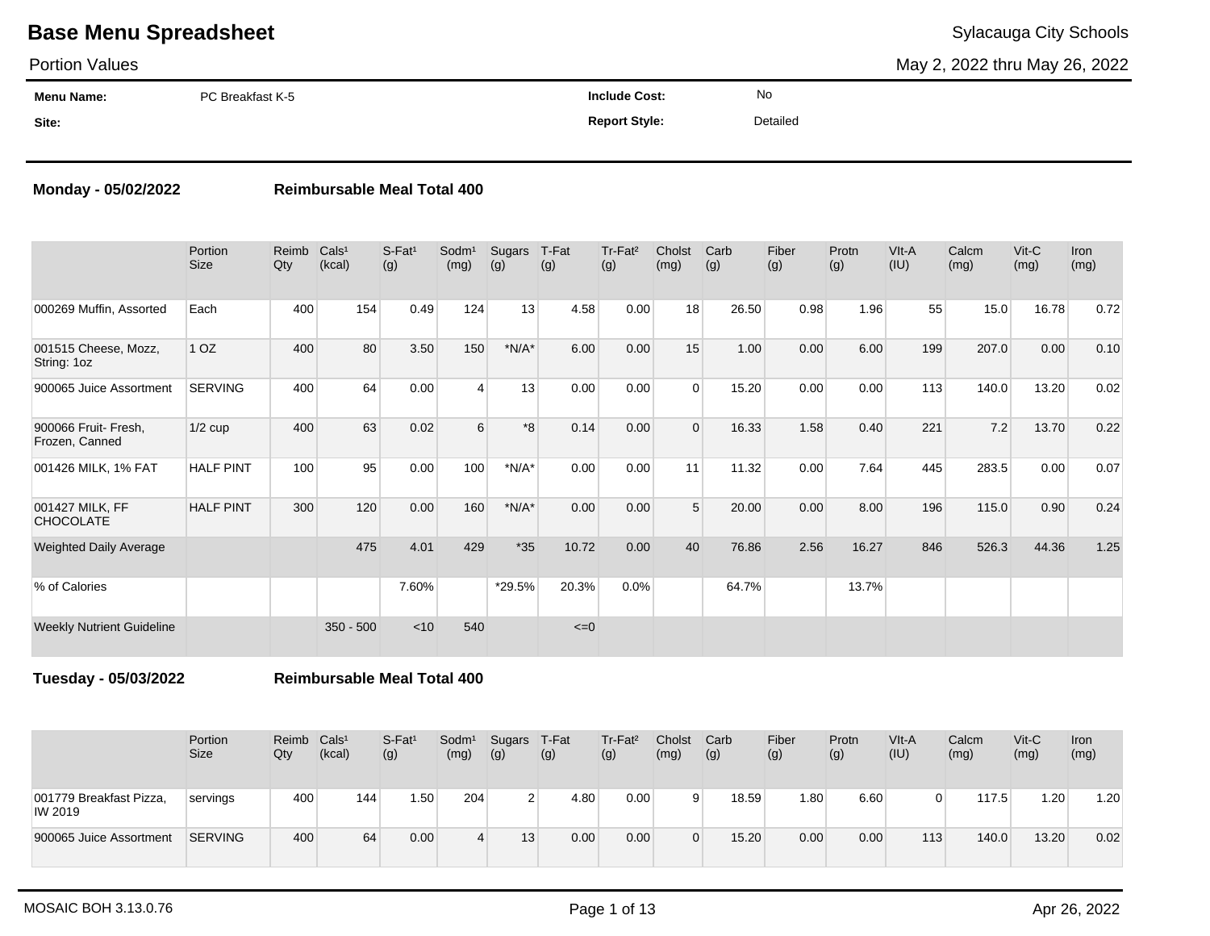# Base Menu Spreadsheet

Sylacauga City Schools

Portion Values

May 2, 2022 thru May 26, 2022

| | | | |
|---|---|---|---|
| **Menu Name:** | PC Breakfast K-5 | **Include Cost:** | No |
| **Site:** | | **Report Style:** | Detailed |

**Monday - 05/02/2022** **Reimbursable Meal Total 400**

| | Portion Size | Reimb Qty | Cals¹ (kcal) | S-Fat¹ (g) | Sodm¹ (mg) | Sugars (g) | T-Fat (g) | Tr-Fat² (g) | Cholst (mg) | Carb (g) | Fiber (g) | Protn (g) | VIt-A (IU) | Calcm (mg) | Vit-C (mg) | Iron (mg) |
|---|---|---|---|---|---|---|---|---|---|---|---|---|---|---|---|---|
| 000269 Muffin, Assorted | Each | 400 | 154 | 0.49 | 124 | 13 | 4.58 | 0.00 | 18 | 26.50 | 0.98 | 1.96 | 55 | 15.0 | 16.78 | 0.72 |
| 001515 Cheese, Mozz, String: 1oz | 1 OZ | 400 | 80 | 3.50 | 150 | *N/A* | 6.00 | 0.00 | 15 | 1.00 | 0.00 | 6.00 | 199 | 207.0 | 0.00 | 0.10 |
| 900065 Juice Assortment | SERVING | 400 | 64 | 0.00 | 4 | 13 | 0.00 | 0.00 | 0 | 15.20 | 0.00 | 0.00 | 113 | 140.0 | 13.20 | 0.02 |
| 900066 Fruit- Fresh, Frozen, Canned | 1/2 cup | 400 | 63 | 0.02 | 6 | *8 | 0.14 | 0.00 | 0 | 16.33 | 1.58 | 0.40 | 221 | 7.2 | 13.70 | 0.22 |
| 001426 MILK, 1% FAT | HALF PINT | 100 | 95 | 0.00 | 100 | *N/A* | 0.00 | 0.00 | 11 | 11.32 | 0.00 | 7.64 | 445 | 283.5 | 0.00 | 0.07 |
| 001427 MILK, FF CHOCOLATE | HALF PINT | 300 | 120 | 0.00 | 160 | *N/A* | 0.00 | 0.00 | 5 | 20.00 | 0.00 | 8.00 | 196 | 115.0 | 0.90 | 0.24 |
| Weighted Daily Average | | | 475 | 4.01 | 429 | *35 | 10.72 | 0.00 | 40 | 76.86 | 2.56 | 16.27 | 846 | 526.3 | 44.36 | 1.25 |
| % of Calories | | | | 7.60% | | *29.5% | 20.3% | 0.0% | | 64.7% | | 13.7% | | | | |
| Weekly Nutrient Guideline | | | 350 - 500 | <10 | 540 | | <=0 | | | | | | | | | |

**Tuesday - 05/03/2022** **Reimbursable Meal Total 400**

| | Portion Size | Reimb Qty | Cals¹ (kcal) | S-Fat¹ (g) | Sodm¹ (mg) | Sugars (g) | T-Fat (g) | Tr-Fat² (g) | Cholst (mg) | Carb (g) | Fiber (g) | Protn (g) | VIt-A (IU) | Calcm (mg) | Vit-C (mg) | Iron (mg) |
|---|---|---|---|---|---|---|---|---|---|---|---|---|---|---|---|---|
| 001779 Breakfast Pizza, IW 2019 | servings | 400 | 144 | 1.50 | 204 | 2 | 4.80 | 0.00 | 9 | 18.59 | 1.80 | 6.60 | 0 | 117.5 | 1.20 | 1.20 |
| 900065 Juice Assortment | SERVING | 400 | 64 | 0.00 | 4 | 13 | 0.00 | 0.00 | 0 | 15.20 | 0.00 | 0.00 | 113 | 140.0 | 13.20 | 0.02 |

MOSAIC BOH 3.13.0.76 Apr 26, 2022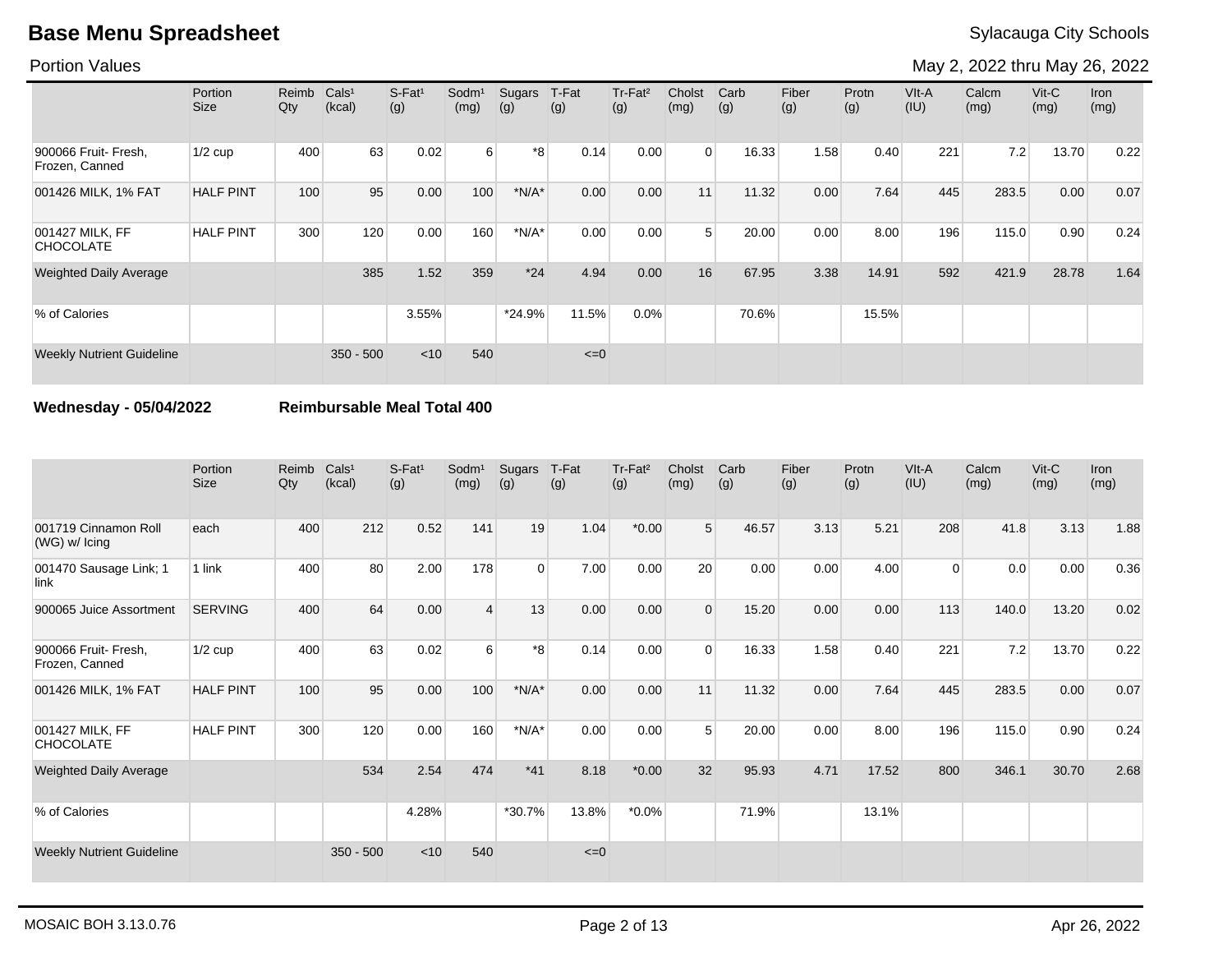# Base Menu Spreadsheet

Sylacauga City Schools

Portion Values

May 2, 2022 thru May 26, 2022

| | Portion Size | Reimb Qty | Cals¹ (kcal) | S-Fat¹ (g) | Sodm¹ (mg) | Sugars (g) | T-Fat (g) | Tr-Fat² (g) | Cholst (mg) | Carb (g) | Fiber (g) | Protn (g) | VIt-A (IU) | Calcm (mg) | Vit-C (mg) | Iron (mg) |
|---|---|---|---|---|---|---|---|---|---|---|---|---|---|---|---|---|
| 900066 Fruit- Fresh, Frozen, Canned | 1/2 cup | 400 | 63 | 0.02 | 6 | *8 | 0.14 | 0.00 | 0 | 16.33 | 1.58 | 0.40 | 221 | 7.2 | 13.70 | 0.22 |
| 001426 MILK, 1% FAT | HALF PINT | 100 | 95 | 0.00 | 100 | *N/A* | 0.00 | 0.00 | 11 | 11.32 | 0.00 | 7.64 | 445 | 283.5 | 0.00 | 0.07 |
| 001427 MILK, FF CHOCOLATE | HALF PINT | 300 | 120 | 0.00 | 160 | *N/A* | 0.00 | 0.00 | 5 | 20.00 | 0.00 | 8.00 | 196 | 115.0 | 0.90 | 0.24 |
| Weighted Daily Average | | | 385 | 1.52 | 359 | *24 | 4.94 | 0.00 | 16 | 67.95 | 3.38 | 14.91 | 592 | 421.9 | 28.78 | 1.64 |
| % of Calories | | | | 3.55% | | *24.9% | 11.5% | 0.0% | | 70.6% | | 15.5% | | | | |
| Weekly Nutrient Guideline | | | 350 - 500 | <10 | 540 | | <=0 | | | | | | | | | |

**Wednesday - 05/04/2022** **Reimbursable Meal Total 400**

| | Portion Size | Reimb Qty | Cals¹ (kcal) | S-Fat¹ (g) | Sodm¹ (mg) | Sugars (g) | T-Fat (g) | Tr-Fat² (g) | Cholst (mg) | Carb (g) | Fiber (g) | Protn (g) | VIt-A (IU) | Calcm (mg) | Vit-C (mg) | Iron (mg) |
|---|---|---|---|---|---|---|---|---|---|---|---|---|---|---|---|---|
| 001719 Cinnamon Roll (WG) w/ Icing | each | 400 | 212 | 0.52 | 141 | 19 | 1.04 | *0.00 | 5 | 46.57 | 3.13 | 5.21 | 208 | 41.8 | 3.13 | 1.88 |
| 001470 Sausage Link; 1 link | 1 link | 400 | 80 | 2.00 | 178 | 0 | 7.00 | 0.00 | 20 | 0.00 | 0.00 | 4.00 | 0 | 0.0 | 0.00 | 0.36 |
| 900065 Juice Assortment | SERVING | 400 | 64 | 0.00 | 4 | 13 | 0.00 | 0.00 | 0 | 15.20 | 0.00 | 0.00 | 113 | 140.0 | 13.20 | 0.02 |
| 900066 Fruit- Fresh, Frozen, Canned | 1/2 cup | 400 | 63 | 0.02 | 6 | *8 | 0.14 | 0.00 | 0 | 16.33 | 1.58 | 0.40 | 221 | 7.2 | 13.70 | 0.22 |
| 001426 MILK, 1% FAT | HALF PINT | 100 | 95 | 0.00 | 100 | *N/A* | 0.00 | 0.00 | 11 | 11.32 | 0.00 | 7.64 | 445 | 283.5 | 0.00 | 0.07 |
| 001427 MILK, FF CHOCOLATE | HALF PINT | 300 | 120 | 0.00 | 160 | *N/A* | 0.00 | 0.00 | 5 | 20.00 | 0.00 | 8.00 | 196 | 115.0 | 0.90 | 0.24 |
| Weighted Daily Average | | | 534 | 2.54 | 474 | *41 | 8.18 | *0.00 | 32 | 95.93 | 4.71 | 17.52 | 800 | 346.1 | 30.70 | 2.68 |
| % of Calories | | | | 4.28% | | *30.7% | 13.8% | *0.0% | | 71.9% | | 13.1% | | | | |
| Weekly Nutrient Guideline | | | 350 - 500 | <10 | 540 | | <=0 | | | | | | | | | |

MOSAIC BOH 3.13.0.76

Apr 26, 2022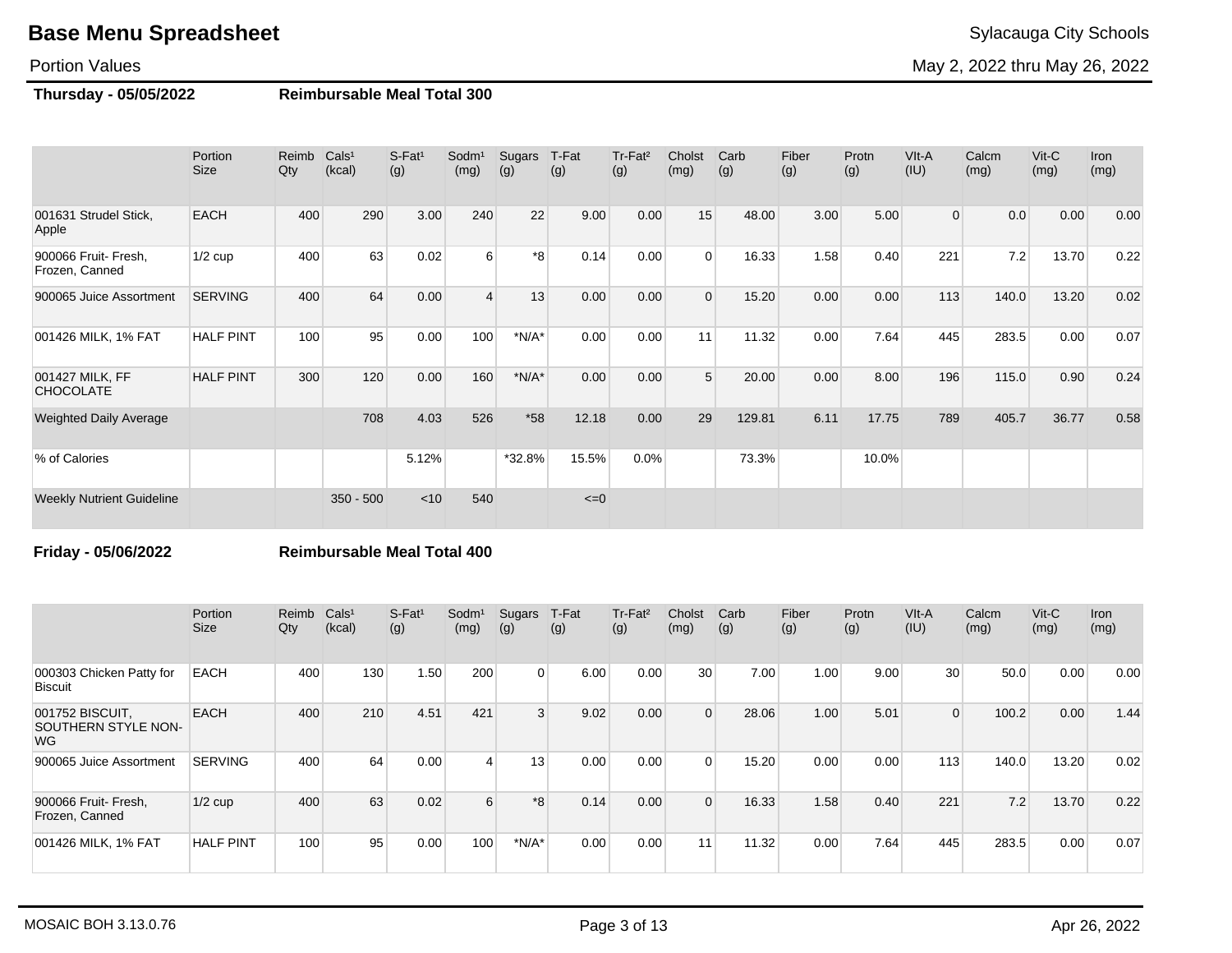# Base Menu Spreadsheet

Sylacauga City Schools

Portion Values

May 2, 2022 thru May 26, 2022

**Thursday - 05/05/2022** **Reimbursable Meal Total 300**

| | Portion Size | Reimb Qty | Cals¹ (kcal) | S-Fat¹ (g) | Sodm¹ (mg) | Sugars (g) | T-Fat (g) | Tr-Fat² (g) | Cholst (mg) | Carb (g) | Fiber (g) | Protn (g) | VIt-A (IU) | Calcm (mg) | Vit-C (mg) | Iron (mg) |
|---|---|---|---|---|---|---|---|---|---|---|---|---|---|---|---|---|
| 001631 Strudel Stick, Apple | EACH | 400 | 290 | 3.00 | 240 | 22 | 9.00 | 0.00 | 15 | 48.00 | 3.00 | 5.00 | 0 | 0.0 | 0.00 | 0.00 |
| 900066 Fruit- Fresh, Frozen, Canned | 1/2 cup | 400 | 63 | 0.02 | 6 | *8 | 0.14 | 0.00 | 0 | 16.33 | 1.58 | 0.40 | 221 | 7.2 | 13.70 | 0.22 |
| 900065 Juice Assortment | SERVING | 400 | 64 | 0.00 | 4 | 13 | 0.00 | 0.00 | 0 | 15.20 | 0.00 | 0.00 | 113 | 140.0 | 13.20 | 0.02 |
| 001426 MILK, 1% FAT | HALF PINT | 100 | 95 | 0.00 | 100 | *N/A* | 0.00 | 0.00 | 11 | 11.32 | 0.00 | 7.64 | 445 | 283.5 | 0.00 | 0.07 |
| 001427 MILK, FF CHOCOLATE | HALF PINT | 300 | 120 | 0.00 | 160 | *N/A* | 0.00 | 0.00 | 5 | 20.00 | 0.00 | 8.00 | 196 | 115.0 | 0.90 | 0.24 |
| Weighted Daily Average | | | 708 | 4.03 | 526 | *58 | 12.18 | 0.00 | 29 | 129.81 | 6.11 | 17.75 | 789 | 405.7 | 36.77 | 0.58 |
| % of Calories | | | | 5.12% | | *32.8% | 15.5% | 0.0% | | 73.3% | | 10.0% | | | | |
| Weekly Nutrient Guideline | | | 350 - 500 | <10 | 540 | | <=0 | | | | | | | | | |

**Friday - 05/06/2022** **Reimbursable Meal Total 400**

| | Portion Size | Reimb Qty | Cals¹ (kcal) | S-Fat¹ (g) | Sodm¹ (mg) | Sugars (g) | T-Fat (g) | Tr-Fat² (g) | Cholst (mg) | Carb (g) | Fiber (g) | Protn (g) | VIt-A (IU) | Calcm (mg) | Vit-C (mg) | Iron (mg) |
|---|---|---|---|---|---|---|---|---|---|---|---|---|---|---|---|---|
| 000303 Chicken Patty for Biscuit | EACH | 400 | 130 | 1.50 | 200 | 0 | 6.00 | 0.00 | 30 | 7.00 | 1.00 | 9.00 | 30 | 50.0 | 0.00 | 0.00 |
| 001752 BISCUIT, SOUTHERN STYLE NON-WG | EACH | 400 | 210 | 4.51 | 421 | 3 | 9.02 | 0.00 | 0 | 28.06 | 1.00 | 5.01 | 0 | 100.2 | 0.00 | 1.44 |
| 900065 Juice Assortment | SERVING | 400 | 64 | 0.00 | 4 | 13 | 0.00 | 0.00 | 0 | 15.20 | 0.00 | 0.00 | 113 | 140.0 | 13.20 | 0.02 |
| 900066 Fruit- Fresh, Frozen, Canned | 1/2 cup | 400 | 63 | 0.02 | 6 | *8 | 0.14 | 0.00 | 0 | 16.33 | 1.58 | 0.40 | 221 | 7.2 | 13.70 | 0.22 |
| 001426 MILK, 1% FAT | HALF PINT | 100 | 95 | 0.00 | 100 | *N/A* | 0.00 | 0.00 | 11 | 11.32 | 0.00 | 7.64 | 445 | 283.5 | 0.00 | 0.07 |

MOSAIC BOH 3.13.0.76

Apr 26, 2022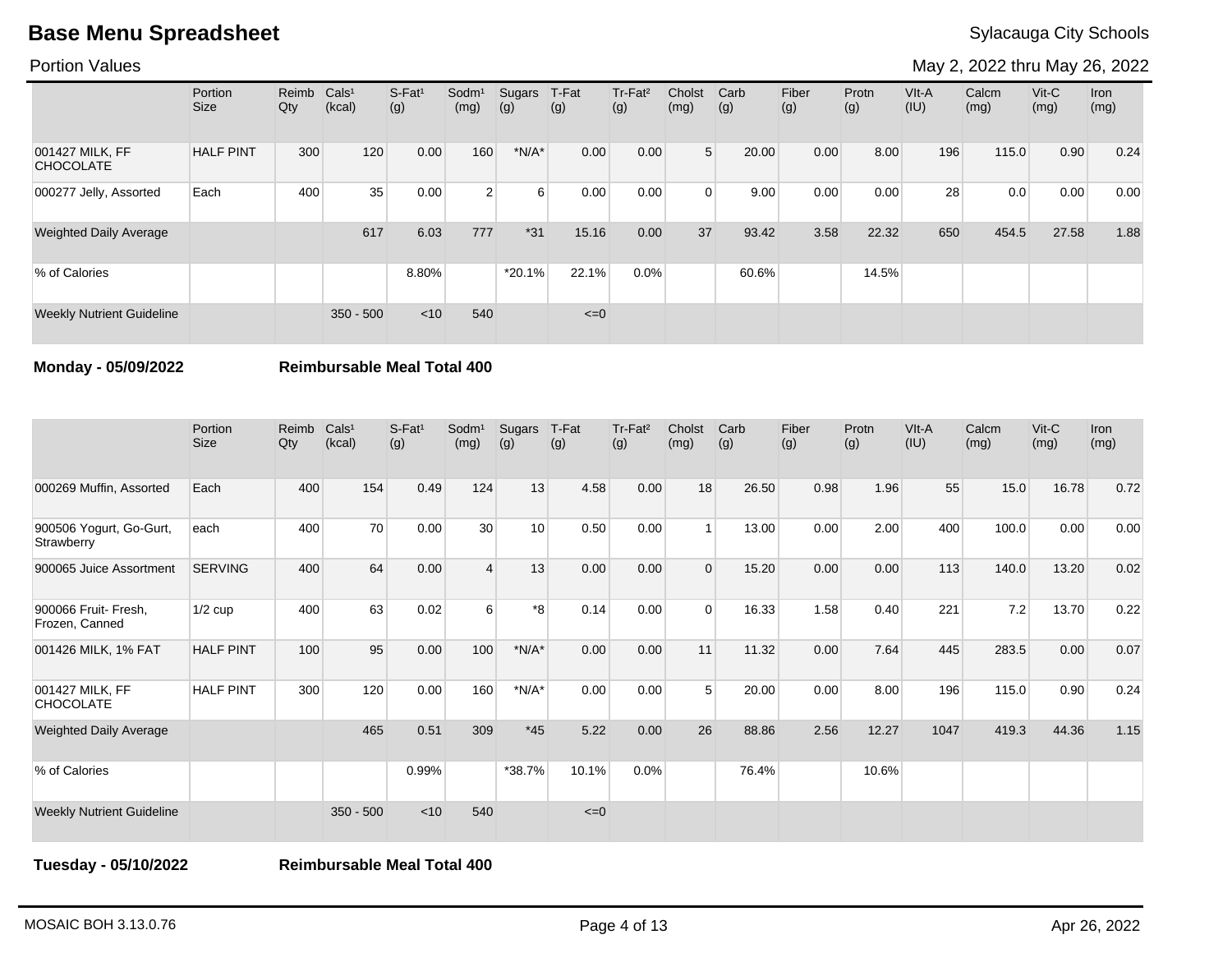# Base Menu Spreadsheet

Sylacauga City Schools

Portion Values

May 2, 2022 thru May 26, 2022

| | Portion Size | Reimb Qty | Cals[1] (kcal) | S-Fat[1] (g) | Sodm[1] (mg) | Sugars (g) | T-Fat (g) | Tr-Fat[2] (g) | Cholst (mg) | Carb (g) | Fiber (g) | Protn (g) | VIt-A (IU) | Calcm (mg) | Vit-C (mg) | Iron (mg) |
|---|---|---|---|---|---|---|---|---|---|---|---|---|---|---|---|---|
| 001427 MILK, FF CHOCOLATE | HALF PINT | 300 | 120 | 0.00 | 160 | *N/A* | 0.00 | 0.00 | 5 | 20.00 | 0.00 | 8.00 | 196 | 115.0 | 0.90 | 0.24 |
| 000277 Jelly, Assorted | Each | 400 | 35 | 0.00 | 2 | 6 | 0.00 | 0.00 | 0 | 9.00 | 0.00 | 0.00 | 28 | 0.0 | 0.00 | 0.00 |
| Weighted Daily Average | | | 617 | 6.03 | 777 | *31 | 15.16 | 0.00 | 37 | 93.42 | 3.58 | 22.32 | 650 | 454.5 | 27.58 | 1.88 |
| % of Calories | | | | 8.80% | | *20.1% | 22.1% | 0.0% | | 60.6% | | 14.5% | | | | |
| Weekly Nutrient Guideline | | | 350 - 500 | <10 | 540 | | <=0 | | | | | | | | | |

**Monday - 05/09/2022** **Reimbursable Meal Total 400**

| | Portion Size | Reimb Qty | Cals[1] (kcal) | S-Fat[1] (g) | Sodm[1] (mg) | Sugars (g) | T-Fat (g) | Tr-Fat[2] (g) | Cholst (mg) | Carb (g) | Fiber (g) | Protn (g) | VIt-A (IU) | Calcm (mg) | Vit-C (mg) | Iron (mg) |
|---|---|---|---|---|---|---|---|---|---|---|---|---|---|---|---|---|
| 000269 Muffin, Assorted | Each | 400 | 154 | 0.49 | 124 | 13 | 4.58 | 0.00 | 18 | 26.50 | 0.98 | 1.96 | 55 | 15.0 | 16.78 | 0.72 |
| 900506 Yogurt, Go-Gurt, Strawberry | each | 400 | 70 | 0.00 | 30 | 10 | 0.50 | 0.00 | 1 | 13.00 | 0.00 | 2.00 | 400 | 100.0 | 0.00 | 0.00 |
| 900065 Juice Assortment | SERVING | 400 | 64 | 0.00 | 4 | 13 | 0.00 | 0.00 | 0 | 15.20 | 0.00 | 0.00 | 113 | 140.0 | 13.20 | 0.02 |
| 900066 Fruit- Fresh, Frozen, Canned | 1/2 cup | 400 | 63 | 0.02 | 6 | *8 | 0.14 | 0.00 | 0 | 16.33 | 1.58 | 0.40 | 221 | 7.2 | 13.70 | 0.22 |
| 001426 MILK, 1% FAT | HALF PINT | 100 | 95 | 0.00 | 100 | *N/A* | 0.00 | 0.00 | 11 | 11.32 | 0.00 | 7.64 | 445 | 283.5 | 0.00 | 0.07 |
| 001427 MILK, FF CHOCOLATE | HALF PINT | 300 | 120 | 0.00 | 160 | *N/A* | 0.00 | 0.00 | 5 | 20.00 | 0.00 | 8.00 | 196 | 115.0 | 0.90 | 0.24 |
| Weighted Daily Average | | | 465 | 0.51 | 309 | *45 | 5.22 | 0.00 | 26 | 88.86 | 2.56 | 12.27 | 1047 | 419.3 | 44.36 | 1.15 |
| % of Calories | | | | 0.99% | | *38.7% | 10.1% | 0.0% | | 76.4% | | 10.6% | | | | |
| Weekly Nutrient Guideline | | | 350 - 500 | <10 | 540 | | <=0 | | | | | | | | | |

**Tuesday - 05/10/2022** **Reimbursable Meal Total 400**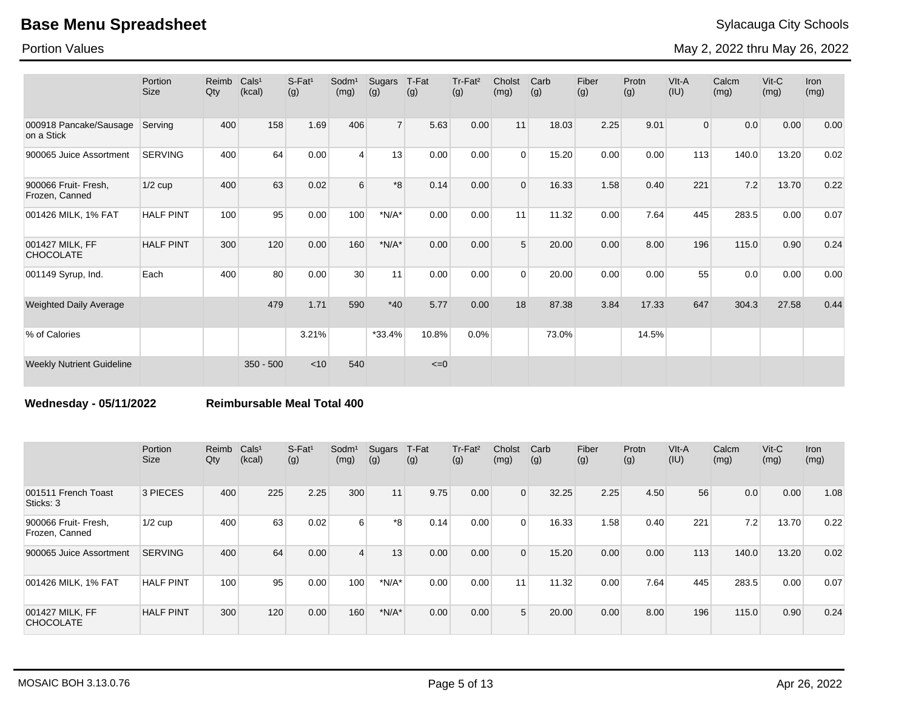# Base Menu Spreadsheet

Sylacauga City Schools

Portion Values

May 2, 2022 thru May 26, 2022

| | Portion Size | Reimb Qty | Cals¹ (kcal) | S-Fat¹ (g) | Sodm¹ (mg) | Sugars (g) | T-Fat (g) | Tr-Fat² (g) | Cholst (mg) | Carb (g) | Fiber (g) | Protn (g) | VIt-A (IU) | Calcm (mg) | Vit-C (mg) | Iron (mg) |
|---|---|---|---|---|---|---|---|---|---|---|---|---|---|---|---|---|
| 000918 Pancake/Sausage on a Stick | Serving | 400 | 158 | 1.69 | 406 | 7 | 5.63 | 0.00 | 11 | 18.03 | 2.25 | 9.01 | 0 | 0.0 | 0.00 | 0.00 |
| 900065 Juice Assortment | SERVING | 400 | 64 | 0.00 | 4 | 13 | 0.00 | 0.00 | 0 | 15.20 | 0.00 | 0.00 | 113 | 140.0 | 13.20 | 0.02 |
| 900066 Fruit- Fresh, Frozen, Canned | 1/2 cup | 400 | 63 | 0.02 | 6 | *8 | 0.14 | 0.00 | 0 | 16.33 | 1.58 | 0.40 | 221 | 7.2 | 13.70 | 0.22 |
| 001426 MILK, 1% FAT | HALF PINT | 100 | 95 | 0.00 | 100 | *N/A* | 0.00 | 0.00 | 11 | 11.32 | 0.00 | 7.64 | 445 | 283.5 | 0.00 | 0.07 |
| 001427 MILK, FF CHOCOLATE | HALF PINT | 300 | 120 | 0.00 | 160 | *N/A* | 0.00 | 0.00 | 5 | 20.00 | 0.00 | 8.00 | 196 | 115.0 | 0.90 | 0.24 |
| 001149 Syrup, Ind. | Each | 400 | 80 | 0.00 | 30 | 11 | 0.00 | 0.00 | 0 | 20.00 | 0.00 | 0.00 | 55 | 0.0 | 0.00 | 0.00 |
| Weighted Daily Average | | | 479 | 1.71 | 590 | *40 | 5.77 | 0.00 | 18 | 87.38 | 3.84 | 17.33 | 647 | 304.3 | 27.58 | 0.44 |
| % of Calories | | | | 3.21% | | *33.4% | 10.8% | 0.0% | | 73.0% | | 14.5% | | | | |
| Weekly Nutrient Guideline | | | 350 - 500 | <10 | 540 | | <=0 | | | | | | | | | |

**Wednesday - 05/11/2022** **Reimbursable Meal Total 400**

| | Portion Size | Reimb Qty | Cals¹ (kcal) | S-Fat¹ (g) | Sodm¹ (mg) | Sugars (g) | T-Fat (g) | Tr-Fat² (g) | Cholst (mg) | Carb (g) | Fiber (g) | Protn (g) | VIt-A (IU) | Calcm (mg) | Vit-C (mg) | Iron (mg) |
|---|---|---|---|---|---|---|---|---|---|---|---|---|---|---|---|---|
| 001511 French Toast Sticks: 3 | 3 PIECES | 400 | 225 | 2.25 | 300 | 11 | 9.75 | 0.00 | 0 | 32.25 | 2.25 | 4.50 | 56 | 0.0 | 0.00 | 1.08 |
| 900066 Fruit- Fresh, Frozen, Canned | 1/2 cup | 400 | 63 | 0.02 | 6 | *8 | 0.14 | 0.00 | 0 | 16.33 | 1.58 | 0.40 | 221 | 7.2 | 13.70 | 0.22 |
| 900065 Juice Assortment | SERVING | 400 | 64 | 0.00 | 4 | 13 | 0.00 | 0.00 | 0 | 15.20 | 0.00 | 0.00 | 113 | 140.0 | 13.20 | 0.02 |
| 001426 MILK, 1% FAT | HALF PINT | 100 | 95 | 0.00 | 100 | *N/A* | 0.00 | 0.00 | 11 | 11.32 | 0.00 | 7.64 | 445 | 283.5 | 0.00 | 0.07 |
| 001427 MILK, FF CHOCOLATE | HALF PINT | 300 | 120 | 0.00 | 160 | *N/A* | 0.00 | 0.00 | 5 | 20.00 | 0.00 | 8.00 | 196 | 115.0 | 0.90 | 0.24 |

MOSAIC BOH 3.13.0.76 Apr 26, 2022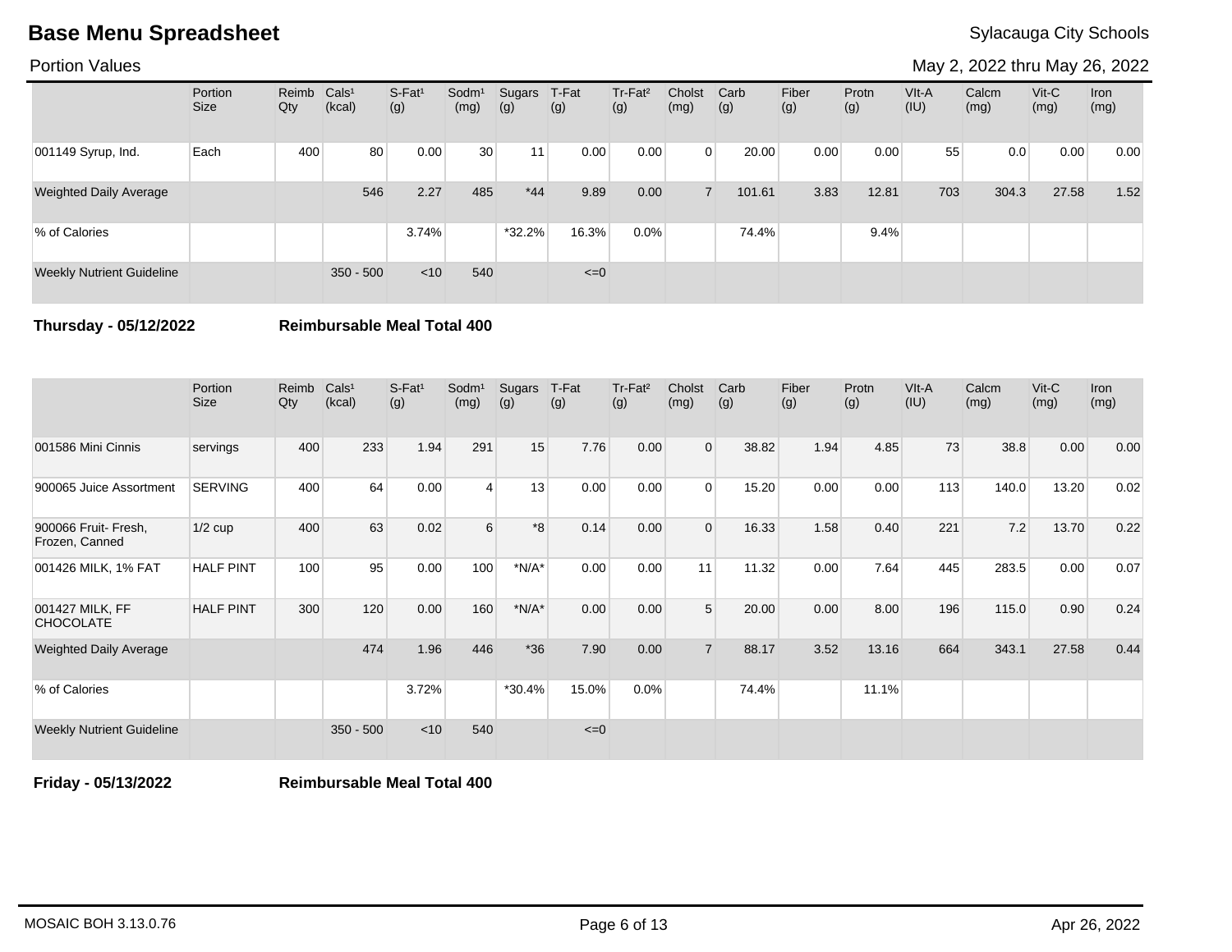# Base Menu Spreadsheet

Sylacauga City Schools

Portion Values

May 2, 2022 thru May 26, 2022

| | Portion Size | Reimb Qty | Cals[1] (kcal) | S-Fat[1] (g) | Sodm[1] (mg) | Sugars (g) | T-Fat (g) | Tr-Fat[2] (g) | Cholst (mg) | Carb (g) | Fiber (g) | Protn (g) | VIt-A (IU) | Calcm (mg) | Vit-C (mg) | Iron (mg) |
|---|---|---|---|---|---|---|---|---|---|---|---|---|---|---|---|---|
| 001149 Syrup, Ind. | Each | 400 | 80 | 0.00 | 30 | 11 | 0.00 | 0.00 | 0 | 20.00 | 0.00 | 0.00 | 55 | 0.0 | 0.00 | 0.00 |
| Weighted Daily Average | | | 546 | 2.27 | 485 | *44 | 9.89 | 0.00 | 7 | 101.61 | 3.83 | 12.81 | 703 | 304.3 | 27.58 | 1.52 |
| % of Calories | | | | 3.74% | | *32.2% | 16.3% | 0.0% | | 74.4% | | 9.4% | | | | |
| Weekly Nutrient Guideline | | | 350 - 500 | <10 | 540 | | <=0 | | | | | | | | | |

**Thursday - 05/12/2022** **Reimbursable Meal Total 400**

| | Portion Size | Reimb Qty | Cals[1] (kcal) | S-Fat[1] (g) | Sodm[1] (mg) | Sugars (g) | T-Fat (g) | Tr-Fat[2] (g) | Cholst (mg) | Carb (g) | Fiber (g) | Protn (g) | VIt-A (IU) | Calcm (mg) | Vit-C (mg) | Iron (mg) |
|---|---|---|---|---|---|---|---|---|---|---|---|---|---|---|---|---|
| 001586 Mini Cinnis | servings | 400 | 233 | 1.94 | 291 | 15 | 7.76 | 0.00 | 0 | 38.82 | 1.94 | 4.85 | 73 | 38.8 | 0.00 | 0.00 |
| 900065 Juice Assortment | SERVING | 400 | 64 | 0.00 | 4 | 13 | 0.00 | 0.00 | 0 | 15.20 | 0.00 | 0.00 | 113 | 140.0 | 13.20 | 0.02 |
| 900066 Fruit- Fresh, Frozen, Canned | 1/2 cup | 400 | 63 | 0.02 | 6 | *8 | 0.14 | 0.00 | 0 | 16.33 | 1.58 | 0.40 | 221 | 7.2 | 13.70 | 0.22 |
| 001426 MILK, 1% FAT | HALF PINT | 100 | 95 | 0.00 | 100 | *N/A* | 0.00 | 0.00 | 11 | 11.32 | 0.00 | 7.64 | 445 | 283.5 | 0.00 | 0.07 |
| 001427 MILK, FF CHOCOLATE | HALF PINT | 300 | 120 | 0.00 | 160 | *N/A* | 0.00 | 0.00 | 5 | 20.00 | 0.00 | 8.00 | 196 | 115.0 | 0.90 | 0.24 |
| Weighted Daily Average | | | 474 | 1.96 | 446 | *36 | 7.90 | 0.00 | 7 | 88.17 | 3.52 | 13.16 | 664 | 343.1 | 27.58 | 0.44 |
| % of Calories | | | | 3.72% | | *30.4% | 15.0% | 0.0% | | 74.4% | | 11.1% | | | | |
| Weekly Nutrient Guideline | | | 350 - 500 | <10 | 540 | | <=0 | | | | | | | | | |

**Friday - 05/13/2022** **Reimbursable Meal Total 400**

MOSAIC BOH 3.13.0.76

Apr 26, 2022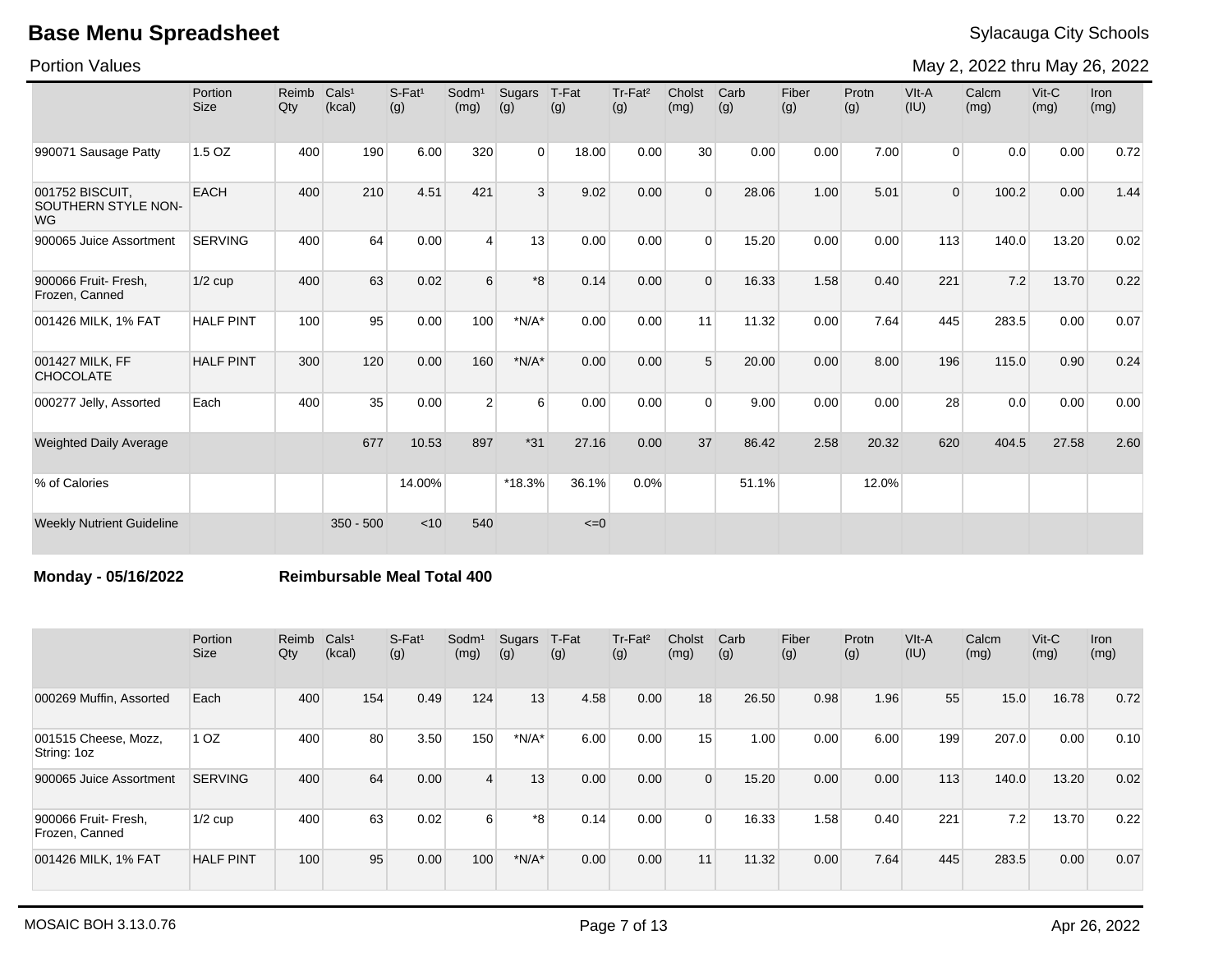# Base Menu Spreadsheet

Sylacauga City Schools

Portion Values

May 2, 2022 thru May 26, 2022

| | Portion Size | Reimb Qty | Cals¹ (kcal) | S-Fat¹ (g) | Sodm¹ (mg) | Sugars (g) | T-Fat (g) | Tr-Fat² (g) | Cholst (mg) | Carb (g) | Fiber (g) | Protn (g) | VIt-A (IU) | Calcm (mg) | Vit-C (mg) | Iron (mg) |
|---|---|---|---|---|---|---|---|---|---|---|---|---|---|---|---|---|
| 990071 Sausage Patty | 1.5 OZ | 400 | 190 | 6.00 | 320 | 0 | 18.00 | 0.00 | 30 | 0.00 | 0.00 | 7.00 | 0 | 0.0 | 0.00 | 0.72 |
| 001752 BISCUIT, SOUTHERN STYLE NON-WG | EACH | 400 | 210 | 4.51 | 421 | 3 | 9.02 | 0.00 | 0 | 28.06 | 1.00 | 5.01 | 0 | 100.2 | 0.00 | 1.44 |
| 900065 Juice Assortment | SERVING | 400 | 64 | 0.00 | 4 | 13 | 0.00 | 0.00 | 0 | 15.20 | 0.00 | 0.00 | 113 | 140.0 | 13.20 | 0.02 |
| 900066 Fruit- Fresh, Frozen, Canned | 1/2 cup | 400 | 63 | 0.02 | 6 | *8 | 0.14 | 0.00 | 0 | 16.33 | 1.58 | 0.40 | 221 | 7.2 | 13.70 | 0.22 |
| 001426 MILK, 1% FAT | HALF PINT | 100 | 95 | 0.00 | 100 | *N/A* | 0.00 | 0.00 | 11 | 11.32 | 0.00 | 7.64 | 445 | 283.5 | 0.00 | 0.07 |
| 001427 MILK, FF CHOCOLATE | HALF PINT | 300 | 120 | 0.00 | 160 | *N/A* | 0.00 | 0.00 | 5 | 20.00 | 0.00 | 8.00 | 196 | 115.0 | 0.90 | 0.24 |
| 000277 Jelly, Assorted | Each | 400 | 35 | 0.00 | 2 | 6 | 0.00 | 0.00 | 0 | 9.00 | 0.00 | 0.00 | 28 | 0.0 | 0.00 | 0.00 |
| Weighted Daily Average | | | 677 | 10.53 | 897 | *31 | 27.16 | 0.00 | 37 | 86.42 | 2.58 | 20.32 | 620 | 404.5 | 27.58 | 2.60 |
| % of Calories | | | | 14.00% | | *18.3% | 36.1% | 0.0% | | 51.1% | | 12.0% | | | | |
| Weekly Nutrient Guideline | | | 350 - 500 | <10 | 540 | | <=0 | | | | | | | | | |

**Monday - 05/16/2022** **Reimbursable Meal Total 400**

| | Portion Size | Reimb Qty | Cals¹ (kcal) | S-Fat¹ (g) | Sodm¹ (mg) | Sugars (g) | T-Fat (g) | Tr-Fat² (g) | Cholst (mg) | Carb (g) | Fiber (g) | Protn (g) | VIt-A (IU) | Calcm (mg) | Vit-C (mg) | Iron (mg) |
|---|---|---|---|---|---|---|---|---|---|---|---|---|---|---|---|---|
| 000269 Muffin, Assorted | Each | 400 | 154 | 0.49 | 124 | 13 | 4.58 | 0.00 | 18 | 26.50 | 0.98 | 1.96 | 55 | 15.0 | 16.78 | 0.72 |
| 001515 Cheese, Mozz, String: 1oz | 1 OZ | 400 | 80 | 3.50 | 150 | *N/A* | 6.00 | 0.00 | 15 | 1.00 | 0.00 | 6.00 | 199 | 207.0 | 0.00 | 0.10 |
| 900065 Juice Assortment | SERVING | 400 | 64 | 0.00 | 4 | 13 | 0.00 | 0.00 | 0 | 15.20 | 0.00 | 0.00 | 113 | 140.0 | 13.20 | 0.02 |
| 900066 Fruit- Fresh, Frozen, Canned | 1/2 cup | 400 | 63 | 0.02 | 6 | *8 | 0.14 | 0.00 | 0 | 16.33 | 1.58 | 0.40 | 221 | 7.2 | 13.70 | 0.22 |
| 001426 MILK, 1% FAT | HALF PINT | 100 | 95 | 0.00 | 100 | *N/A* | 0.00 | 0.00 | 11 | 11.32 | 0.00 | 7.64 | 445 | 283.5 | 0.00 | 0.07 |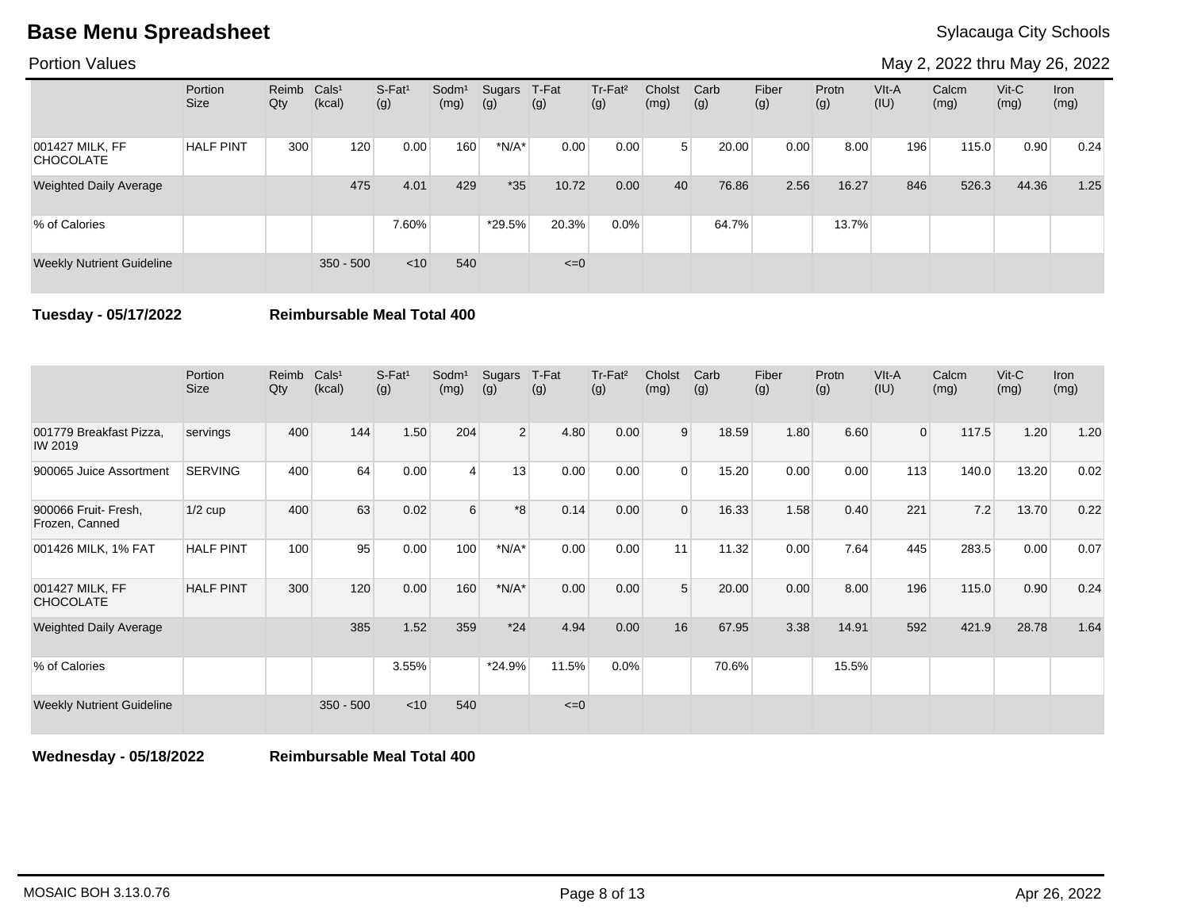# Base Menu Spreadsheet

Sylacauga City Schools

Portion Values

May 2, 2022 thru May 26, 2022

| | Portion Size | Reimb Qty | Cals¹ (kcal) | S-Fat¹ (g) | Sodm¹ (mg) | Sugars (g) | T-Fat (g) | Tr-Fat² (g) | Cholst (mg) | Carb (g) | Fiber (g) | Protn (g) | VIt-A (IU) | Calcm (mg) | Vit-C (mg) | Iron (mg) |
|---|---|---|---|---|---|---|---|---|---|---|---|---|---|---|---|---|
| 001427 MILK, FF CHOCOLATE | HALF PINT | 300 | 120 | 0.00 | 160 | *N/A* | 0.00 | 0.00 | 5 | 20.00 | 0.00 | 8.00 | 196 | 115.0 | 0.90 | 0.24 |
| Weighted Daily Average | | | 475 | 4.01 | 429 | *35 | 10.72 | 0.00 | 40 | 76.86 | 2.56 | 16.27 | 846 | 526.3 | 44.36 | 1.25 |
| % of Calories | | | | 7.60% | | *29.5% | 20.3% | 0.0% | | 64.7% | | 13.7% | | | | |
| Weekly Nutrient Guideline | | | 350 - 500 | <10 | 540 | | <=0 | | | | | | | | | |

**Tuesday - 05/17/2022** **Reimbursable Meal Total 400**

| | Portion Size | Reimb Qty | Cals¹ (kcal) | S-Fat¹ (g) | Sodm¹ (mg) | Sugars (g) | T-Fat (g) | Tr-Fat² (g) | Cholst (mg) | Carb (g) | Fiber (g) | Protn (g) | VIt-A (IU) | Calcm (mg) | Vit-C (mg) | Iron (mg) |
|---|---|---|---|---|---|---|---|---|---|---|---|---|---|---|---|---|
| 001779 Breakfast Pizza, IW 2019 | servings | 400 | 144 | 1.50 | 204 | 2 | 4.80 | 0.00 | 9 | 18.59 | 1.80 | 6.60 | 0 | 117.5 | 1.20 | 1.20 |
| 900065 Juice Assortment | SERVING | 400 | 64 | 0.00 | 4 | 13 | 0.00 | 0.00 | 0 | 15.20 | 0.00 | 0.00 | 113 | 140.0 | 13.20 | 0.02 |
| 900066 Fruit- Fresh, Frozen, Canned | 1/2 cup | 400 | 63 | 0.02 | 6 | *8 | 0.14 | 0.00 | 0 | 16.33 | 1.58 | 0.40 | 221 | 7.2 | 13.70 | 0.22 |
| 001426 MILK, 1% FAT | HALF PINT | 100 | 95 | 0.00 | 100 | *N/A* | 0.00 | 0.00 | 11 | 11.32 | 0.00 | 7.64 | 445 | 283.5 | 0.00 | 0.07 |
| 001427 MILK, FF CHOCOLATE | HALF PINT | 300 | 120 | 0.00 | 160 | *N/A* | 0.00 | 0.00 | 5 | 20.00 | 0.00 | 8.00 | 196 | 115.0 | 0.90 | 0.24 |
| Weighted Daily Average | | | 385 | 1.52 | 359 | *24 | 4.94 | 0.00 | 16 | 67.95 | 3.38 | 14.91 | 592 | 421.9 | 28.78 | 1.64 |
| % of Calories | | | | 3.55% | | *24.9% | 11.5% | 0.0% | | 70.6% | | 15.5% | | | | |
| Weekly Nutrient Guideline | | | 350 - 500 | <10 | 540 | | <=0 | | | | | | | | | |

**Wednesday - 05/18/2022** **Reimbursable Meal Total 400**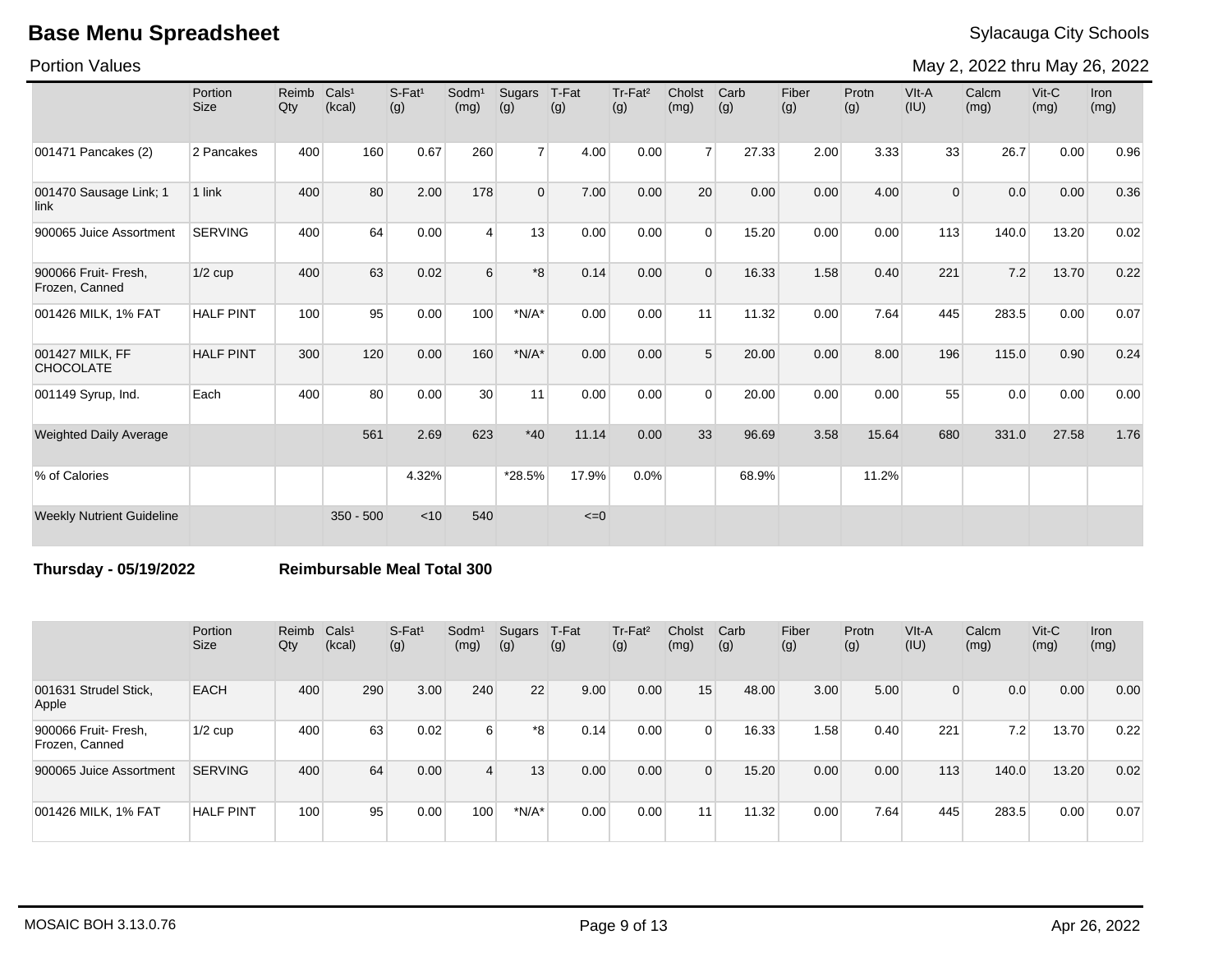# Base Menu Spreadsheet

Sylacauga City Schools

Portion Values

May 2, 2022 thru May 26, 2022

| | Portion Size | Reimb Qty | Cals¹ (kcal) | S-Fat¹ (g) | Sodm¹ (mg) | Sugars (g) | T-Fat (g) | Tr-Fat² (g) | Cholst (mg) | Carb (g) | Fiber (g) | Protn (g) | VIt-A (IU) | Calcm (mg) | Vit-C (mg) | Iron (mg) |
|---|---|---|---|---|---|---|---|---|---|---|---|---|---|---|---|---|
| 001471 Pancakes (2) | 2 Pancakes | 400 | 160 | 0.67 | 260 | 7 | 4.00 | 0.00 | 7 | 27.33 | 2.00 | 3.33 | 33 | 26.7 | 0.00 | 0.96 |
| 001470 Sausage Link; 1 link | 1 link | 400 | 80 | 2.00 | 178 | 0 | 7.00 | 0.00 | 20 | 0.00 | 0.00 | 4.00 | 0 | 0.0 | 0.00 | 0.36 |
| 900065 Juice Assortment | SERVING | 400 | 64 | 0.00 | 4 | 13 | 0.00 | 0.00 | 0 | 15.20 | 0.00 | 0.00 | 113 | 140.0 | 13.20 | 0.02 |
| 900066 Fruit- Fresh, Frozen, Canned | 1/2 cup | 400 | 63 | 0.02 | 6 | *8 | 0.14 | 0.00 | 0 | 16.33 | 1.58 | 0.40 | 221 | 7.2 | 13.70 | 0.22 |
| 001426 MILK, 1% FAT | HALF PINT | 100 | 95 | 0.00 | 100 | *N/A* | 0.00 | 0.00 | 11 | 11.32 | 0.00 | 7.64 | 445 | 283.5 | 0.00 | 0.07 |
| 001427 MILK, FF CHOCOLATE | HALF PINT | 300 | 120 | 0.00 | 160 | *N/A* | 0.00 | 0.00 | 5 | 20.00 | 0.00 | 8.00 | 196 | 115.0 | 0.90 | 0.24 |
| 001149 Syrup, Ind. | Each | 400 | 80 | 0.00 | 30 | 11 | 0.00 | 0.00 | 0 | 20.00 | 0.00 | 0.00 | 55 | 0.0 | 0.00 | 0.00 |
| Weighted Daily Average | | | 561 | 2.69 | 623 | *40 | 11.14 | 0.00 | 33 | 96.69 | 3.58 | 15.64 | 680 | 331.0 | 27.58 | 1.76 |
| % of Calories | | | | 4.32% | | *28.5% | 17.9% | 0.0% | | 68.9% | | 11.2% | | | | |
| Weekly Nutrient Guideline | | | 350 - 500 | <10 | 540 | | <=0 | | | | | | | | | |

**Thursday - 05/19/2022** **Reimbursable Meal Total 300**

| | Portion Size | Reimb Qty | Cals¹ (kcal) | S-Fat¹ (g) | Sodm¹ (mg) | Sugars (g) | T-Fat (g) | Tr-Fat² (g) | Cholst (mg) | Carb (g) | Fiber (g) | Protn (g) | VIt-A (IU) | Calcm (mg) | Vit-C (mg) | Iron (mg) |
|---|---|---|---|---|---|---|---|---|---|---|---|---|---|---|---|---|
| 001631 Strudel Stick, Apple | EACH | 400 | 290 | 3.00 | 240 | 22 | 9.00 | 0.00 | 15 | 48.00 | 3.00 | 5.00 | 0 | 0.0 | 0.00 | 0.00 |
| 900066 Fruit- Fresh, Frozen, Canned | 1/2 cup | 400 | 63 | 0.02 | 6 | *8 | 0.14 | 0.00 | 0 | 16.33 | 1.58 | 0.40 | 221 | 7.2 | 13.70 | 0.22 |
| 900065 Juice Assortment | SERVING | 400 | 64 | 0.00 | 4 | 13 | 0.00 | 0.00 | 0 | 15.20 | 0.00 | 0.00 | 113 | 140.0 | 13.20 | 0.02 |
| 001426 MILK, 1% FAT | HALF PINT | 100 | 95 | 0.00 | 100 | *N/A* | 0.00 | 0.00 | 11 | 11.32 | 0.00 | 7.64 | 445 | 283.5 | 0.00 | 0.07 |

MOSAIC BOH 3.13.0.76 Apr 26, 2022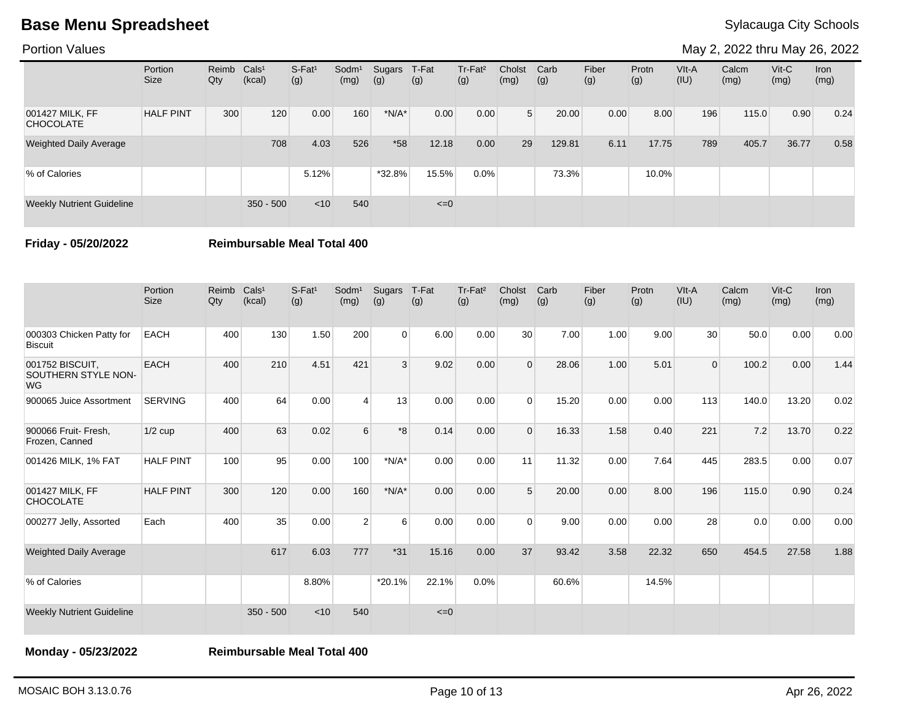# Base Menu Spreadsheet

Sylacauga City Schools

Portion Values

May 2, 2022 thru May 26, 2022

| | Portion Size | Reimb Qty | Cals¹ (kcal) | S-Fat¹ (g) | Sodm¹ (mg) | Sugars (g) | T-Fat (g) | Tr-Fat² (g) | Cholst (mg) | Carb (g) | Fiber (g) | Protn (g) | VIt-A (IU) | Calcm (mg) | Vit-C (mg) | Iron (mg) |
|---|---|---|---|---|---|---|---|---|---|---|---|---|---|---|---|---|
| 001427 MILK, FF CHOCOLATE | HALF PINT | 300 | 120 | 0.00 | 160 | *N/A* | 0.00 | 0.00 | 5 | 20.00 | 0.00 | 8.00 | 196 | 115.0 | 0.90 | 0.24 |
| Weighted Daily Average | | | 708 | 4.03 | 526 | *58 | 12.18 | 0.00 | 29 | 129.81 | 6.11 | 17.75 | 789 | 405.7 | 36.77 | 0.58 |
| % of Calories | | | | 5.12% | | *32.8% | 15.5% | 0.0% | | 73.3% | | 10.0% | | | | |
| Weekly Nutrient Guideline | | | 350 - 500 | <10 | 540 | | <=0 | | | | | | | | | |

**Friday - 05/20/2022** **Reimbursable Meal Total 400**

| | Portion Size | Reimb Qty | Cals¹ (kcal) | S-Fat¹ (g) | Sodm¹ (mg) | Sugars (g) | T-Fat (g) | Tr-Fat² (g) | Cholst (mg) | Carb (g) | Fiber (g) | Protn (g) | VIt-A (IU) | Calcm (mg) | Vit-C (mg) | Iron (mg) |
|---|---|---|---|---|---|---|---|---|---|---|---|---|---|---|---|---|
| 000303 Chicken Patty for Biscuit | EACH | 400 | 130 | 1.50 | 200 | 0 | 6.00 | 0.00 | 30 | 7.00 | 1.00 | 9.00 | 30 | 50.0 | 0.00 | 0.00 |
| 001752 BISCUIT, SOUTHERN STYLE NON-WG | EACH | 400 | 210 | 4.51 | 421 | 3 | 9.02 | 0.00 | 0 | 28.06 | 1.00 | 5.01 | 0 | 100.2 | 0.00 | 1.44 |
| 900065 Juice Assortment | SERVING | 400 | 64 | 0.00 | 4 | 13 | 0.00 | 0.00 | 0 | 15.20 | 0.00 | 0.00 | 113 | 140.0 | 13.20 | 0.02 |
| 900066 Fruit- Fresh, Frozen, Canned | 1/2 cup | 400 | 63 | 0.02 | 6 | *8 | 0.14 | 0.00 | 0 | 16.33 | 1.58 | 0.40 | 221 | 7.2 | 13.70 | 0.22 |
| 001426 MILK, 1% FAT | HALF PINT | 100 | 95 | 0.00 | 100 | *N/A* | 0.00 | 0.00 | 11 | 11.32 | 0.00 | 7.64 | 445 | 283.5 | 0.00 | 0.07 |
| 001427 MILK, FF CHOCOLATE | HALF PINT | 300 | 120 | 0.00 | 160 | *N/A* | 0.00 | 0.00 | 5 | 20.00 | 0.00 | 8.00 | 196 | 115.0 | 0.90 | 0.24 |
| 000277 Jelly, Assorted | Each | 400 | 35 | 0.00 | 2 | 6 | 0.00 | 0.00 | 0 | 9.00 | 0.00 | 0.00 | 28 | 0.0 | 0.00 | 0.00 |
| Weighted Daily Average | | | 617 | 6.03 | 777 | *31 | 15.16 | 0.00 | 37 | 93.42 | 3.58 | 22.32 | 650 | 454.5 | 27.58 | 1.88 |
| % of Calories | | | | 8.80% | | *20.1% | 22.1% | 0.0% | | 60.6% | | 14.5% | | | | |
| Weekly Nutrient Guideline | | | 350 - 500 | <10 | 540 | | <=0 | | | | | | | | | |

**Monday - 05/23/2022** **Reimbursable Meal Total 400**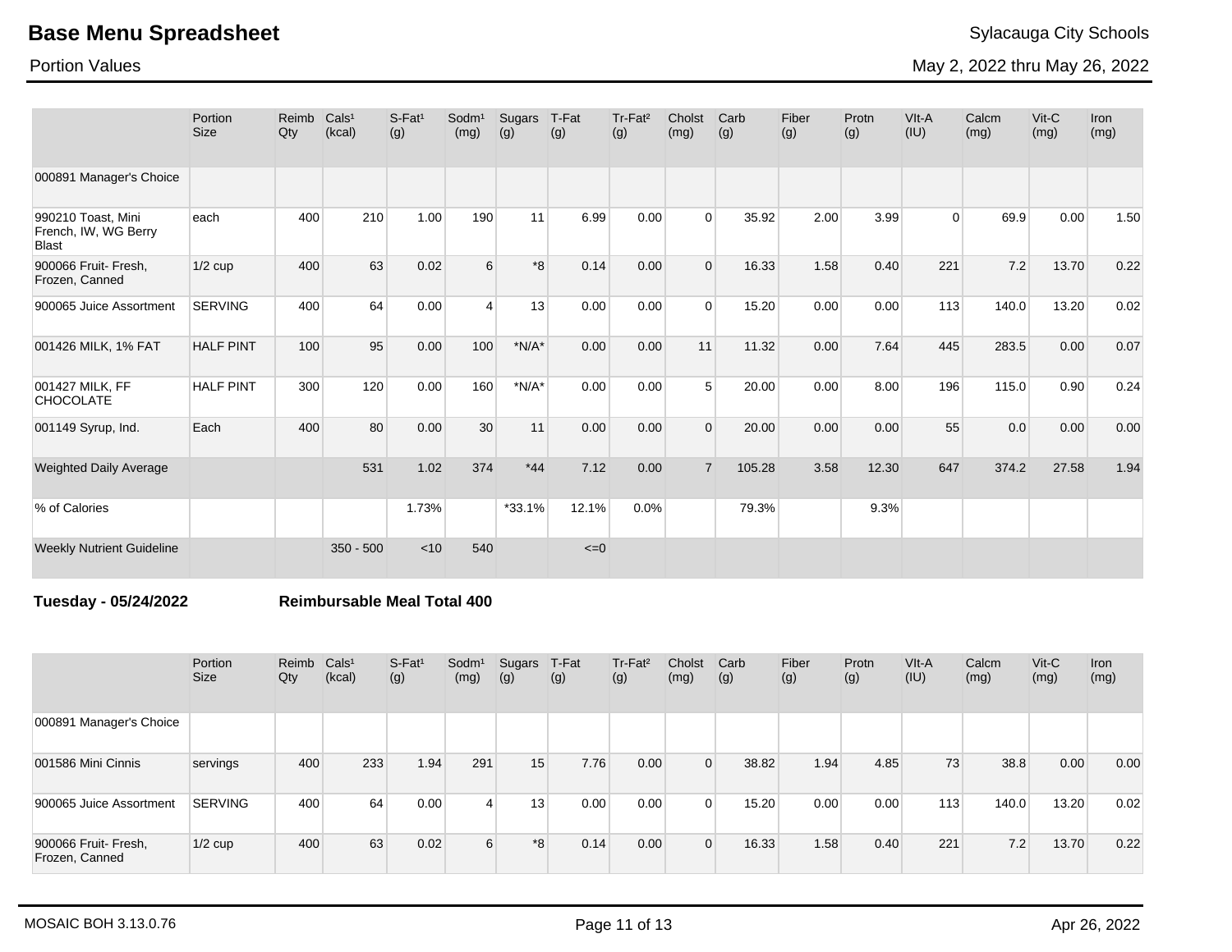# Base Menu Spreadsheet

Sylacauga City Schools

Portion Values

May 2, 2022 thru May 26, 2022

| | Portion Size | Reimb Qty | Cals[1] (kcal) | S-Fat[1] (g) | Sodm[1] (mg) | Sugars (g) | T-Fat (g) | Tr-Fat[2] (g) | Cholst (mg) | Carb (g) | Fiber (g) | Protn (g) | Vit-A (IU) | Calcm (mg) | Vit-C (mg) | Iron (mg) |
|---|---|---|---|---|---|---|---|---|---|---|---|---|---|---|---|---|
| 000891 Manager's Choice | | | | | | | | | | | | | | | | |
| 990210 Toast, Mini French, IW, WG Berry Blast | each | 400 | 210 | 1.00 | 190 | 11 | 6.99 | 0.00 | 0 | 35.92 | 2.00 | 3.99 | 0 | 69.9 | 0.00 | 1.50 |
| 900066 Fruit- Fresh, Frozen, Canned | 1/2 cup | 400 | 63 | 0.02 | 6 | *8 | 0.14 | 0.00 | 0 | 16.33 | 1.58 | 0.40 | 221 | 7.2 | 13.70 | 0.22 |
| 900065 Juice Assortment | SERVING | 400 | 64 | 0.00 | 4 | 13 | 0.00 | 0.00 | 0 | 15.20 | 0.00 | 0.00 | 113 | 140.0 | 13.20 | 0.02 |
| 001426 MILK, 1% FAT | HALF PINT | 100 | 95 | 0.00 | 100 | *N/A* | 0.00 | 0.00 | 11 | 11.32 | 0.00 | 7.64 | 445 | 283.5 | 0.00 | 0.07 |
| 001427 MILK, FF CHOCOLATE | HALF PINT | 300 | 120 | 0.00 | 160 | *N/A* | 0.00 | 0.00 | 5 | 20.00 | 0.00 | 8.00 | 196 | 115.0 | 0.90 | 0.24 |
| 001149 Syrup, Ind. | Each | 400 | 80 | 0.00 | 30 | 11 | 0.00 | 0.00 | 0 | 20.00 | 0.00 | 0.00 | 55 | 0.0 | 0.00 | 0.00 |
| Weighted Daily Average | | | 531 | 1.02 | 374 | *44 | 7.12 | 0.00 | 7 | 105.28 | 3.58 | 12.30 | 647 | 374.2 | 27.58 | 1.94 |
| % of Calories | | | | 1.73% | | *33.1% | 12.1% | 0.0% | | 79.3% | | 9.3% | | | | |
| Weekly Nutrient Guideline | | | 350 - 500 | <10 | 540 | | <=0 | | | | | | | | | |

**Tuesday - 05/24/2022** **Reimbursable Meal Total 400**

| | Portion Size | Reimb Qty | Cals[1] (kcal) | S-Fat[1] (g) | Sodm[1] (mg) | Sugars (g) | T-Fat (g) | Tr-Fat[2] (g) | Cholst (mg) | Carb (g) | Fiber (g) | Protn (g) | Vit-A (IU) | Calcm (mg) | Vit-C (mg) | Iron (mg) |
|---|---|---|---|---|---|---|---|---|---|---|---|---|---|---|---|---|
| 000891 Manager's Choice | | | | | | | | | | | | | | | | |
| 001586 Mini Cinnis | servings | 400 | 233 | 1.94 | 291 | 15 | 7.76 | 0.00 | 0 | 38.82 | 1.94 | 4.85 | 73 | 38.8 | 0.00 | 0.00 |
| 900065 Juice Assortment | SERVING | 400 | 64 | 0.00 | 4 | 13 | 0.00 | 0.00 | 0 | 15.20 | 0.00 | 0.00 | 113 | 140.0 | 13.20 | 0.02 |
| 900066 Fruit- Fresh, Frozen, Canned | 1/2 cup | 400 | 63 | 0.02 | 6 | *8 | 0.14 | 0.00 | 0 | 16.33 | 1.58 | 0.40 | 221 | 7.2 | 13.70 | 0.22 |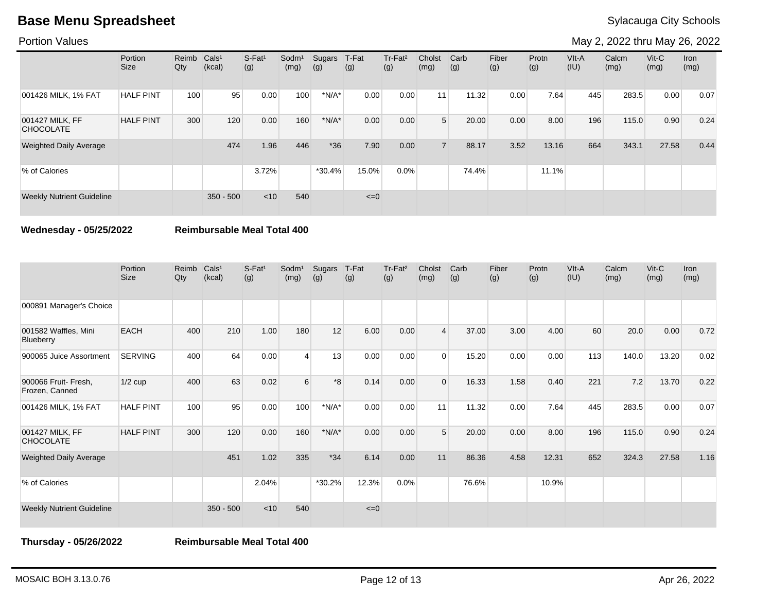# Base Menu Spreadsheet

Sylacauga City Schools

Portion Values

May 2, 2022 thru May 26, 2022

| | Portion Size | Reimb Qty | Cals[1] (kcal) | S-Fat[1] (g) | Sodm[1] (mg) | Sugars (g) | T-Fat (g) | Tr-Fat[2] (g) | Cholst (mg) | Carb (g) | Fiber (g) | Protn (g) | VIt-A (IU) | Calcm (mg) | Vit-C (mg) | Iron (mg) |
|---|---|---|---|---|---|---|---|---|---|---|---|---|---|---|---|---|
| 001426 MILK, 1% FAT | HALF PINT | 100 | 95 | 0.00 | 100 | *N/A* | 0.00 | 0.00 | 11 | 11.32 | 0.00 | 7.64 | 445 | 283.5 | 0.00 | 0.07 |
| 001427 MILK, FF CHOCOLATE | HALF PINT | 300 | 120 | 0.00 | 160 | *N/A* | 0.00 | 0.00 | 5 | 20.00 | 0.00 | 8.00 | 196 | 115.0 | 0.90 | 0.24 |
| Weighted Daily Average | | | 474 | 1.96 | 446 | *36 | 7.90 | 0.00 | 7 | 88.17 | 3.52 | 13.16 | 664 | 343.1 | 27.58 | 0.44 |
| % of Calories | | | | 3.72% | | *30.4% | 15.0% | 0.0% | | 74.4% | | 11.1% | | | | |
| Weekly Nutrient Guideline | | | 350 - 500 | <10 | 540 | | <=0 | | | | | | | | | |

**Wednesday - 05/25/2022** **Reimbursable Meal Total 400**

| | Portion Size | Reimb Qty | Cals[1] (kcal) | S-Fat[1] (g) | Sodm[1] (mg) | Sugars (g) | T-Fat (g) | Tr-Fat[2] (g) | Cholst (mg) | Carb (g) | Fiber (g) | Protn (g) | VIt-A (IU) | Calcm (mg) | Vit-C (mg) | Iron (mg) |
|---|---|---|---|---|---|---|---|---|---|---|---|---|---|---|---|---|
| 000891 Manager's Choice | | | | | | | | | | | | | | | | |
| 001582 Waffles, Mini Blueberry | EACH | 400 | 210 | 1.00 | 180 | 12 | 6.00 | 0.00 | 4 | 37.00 | 3.00 | 4.00 | 60 | 20.0 | 0.00 | 0.72 |
| 900065 Juice Assortment | SERVING | 400 | 64 | 0.00 | 4 | 13 | 0.00 | 0.00 | 0 | 15.20 | 0.00 | 0.00 | 113 | 140.0 | 13.20 | 0.02 |
| 900066 Fruit- Fresh, Frozen, Canned | 1/2 cup | 400 | 63 | 0.02 | 6 | *8 | 0.14 | 0.00 | 0 | 16.33 | 1.58 | 0.40 | 221 | 7.2 | 13.70 | 0.22 |
| 001426 MILK, 1% FAT | HALF PINT | 100 | 95 | 0.00 | 100 | *N/A* | 0.00 | 0.00 | 11 | 11.32 | 0.00 | 7.64 | 445 | 283.5 | 0.00 | 0.07 |
| 001427 MILK, FF CHOCOLATE | HALF PINT | 300 | 120 | 0.00 | 160 | *N/A* | 0.00 | 0.00 | 5 | 20.00 | 0.00 | 8.00 | 196 | 115.0 | 0.90 | 0.24 |
| Weighted Daily Average | | | 451 | 1.02 | 335 | *34 | 6.14 | 0.00 | 11 | 86.36 | 4.58 | 12.31 | 652 | 324.3 | 27.58 | 1.16 |
| % of Calories | | | | 2.04% | | *30.2% | 12.3% | 0.0% | | 76.6% | | 10.9% | | | | |
| Weekly Nutrient Guideline | | | 350 - 500 | <10 | 540 | | <=0 | | | | | | | | | |

**Thursday - 05/26/2022** **Reimbursable Meal Total 400**

MOSAIC BOH 3.13.0.76 Apr 26, 2022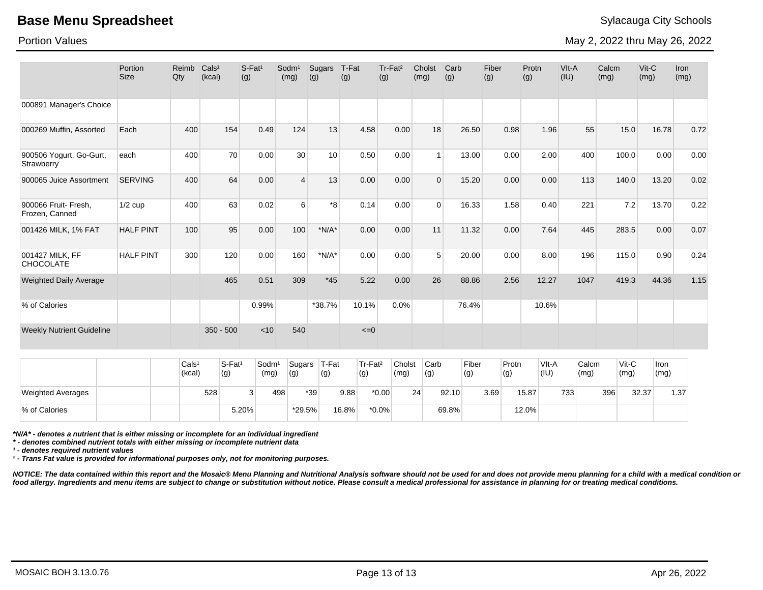# Base Menu Spreadsheet

Sylacauga City Schools

Portion Values

May 2, 2022 thru May 26, 2022

| | Portion Size | Reimb Qty | Cals[1] (kcal) | S-Fat[1] (g) | Sodm[1] (mg) | Sugars (g) | T-Fat (g) | Tr-Fat[2] (g) | Cholst (mg) | Carb (g) | Fiber (g) | Protn (g) | VIt-A (IU) | Calcm (mg) | Vit-C (mg) | Iron (mg) |
|---|---|---|---|---|---|---|---|---|---|---|---|---|---|---|---|---|
| 000891 Manager's Choice | | | | | | | | | | | | | | | | |
| 000269 Muffin, Assorted | Each | 400 | 154 | 0.49 | 124 | 13 | 4.58 | 0.00 | 18 | 26.50 | 0.98 | 1.96 | 55 | 15.0 | 16.78 | 0.72 |
| 900506 Yogurt, Go-Gurt, Strawberry | each | 400 | 70 | 0.00 | 30 | 10 | 0.50 | 0.00 | 1 | 13.00 | 0.00 | 2.00 | 400 | 100.0 | 0.00 | 0.00 |
| 900065 Juice Assortment | SERVING | 400 | 64 | 0.00 | 4 | 13 | 0.00 | 0.00 | 0 | 15.20 | 0.00 | 0.00 | 113 | 140.0 | 13.20 | 0.02 |
| 900066 Fruit- Fresh, Frozen, Canned | 1/2 cup | 400 | 63 | 0.02 | 6 | *8 | 0.14 | 0.00 | 0 | 16.33 | 1.58 | 0.40 | 221 | 7.2 | 13.70 | 0.22 |
| 001426 MILK, 1% FAT | HALF PINT | 100 | 95 | 0.00 | 100 | *N/A* | 0.00 | 0.00 | 11 | 11.32 | 0.00 | 7.64 | 445 | 283.5 | 0.00 | 0.07 |
| 001427 MILK, FF CHOCOLATE | HALF PINT | 300 | 120 | 0.00 | 160 | *N/A* | 0.00 | 0.00 | 5 | 20.00 | 0.00 | 8.00 | 196 | 115.0 | 0.90 | 0.24 |
| Weighted Daily Average | | | 465 | 0.51 | 309 | *45 | 5.22 | 0.00 | 26 | 88.86 | 2.56 | 12.27 | 1047 | 419.3 | 44.36 | 1.15 |
| % of Calories | | | | 0.99% | | *38.7% | 10.1% | 0.0% | | 76.4% | | 10.6% | | | | |
| Weekly Nutrient Guideline | | | 350 - 500 | <10 | 540 | | <=0 | | | | | | | | | |

| | | | Cals[1] (kcal) | S-Fat[1] (g) | Sodm[1] (mg) | Sugars (g) | T-Fat (g) | Tr-Fat[2] (g) | Cholst (mg) | Carb (g) | Fiber (g) | Protn (g) | VIt-A (IU) | Calcm (mg) | Vit-C (mg) | Iron (mg) |
|---|---|---|---|---|---|---|---|---|---|---|---|---|---|---|---|---|
| Weighted Averages | | | 528 | 3 | 498 | *39 | 9.88 | *0.00 | 24 | 92.10 | 3.69 | 15.87 | 733 | 396 | 32.37 | 1.37 |
| % of Calories | | | | 5.20% | | *29.5% | 16.8% | *0.0% | | 69.8% | | 12.0% | | | | |

***N/A* - denotes a nutrient that is either missing or incomplete for an individual ingredient***

***\* - denotes combined nutrient totals with either missing or incomplete nutrient data***

***¹ - denotes required nutrient values***

***² - Trans Fat value is provided for informational purposes only, not for monitoring purposes.***

***NOTICE: The data contained within this report and the Mosaic® Menu Planning and Nutritional Analysis software should not be used for and does not provide menu planning for a child with a medical condition or food allergy. Ingredients and menu items are subject to change or substitution without notice. Please consult a medical professional for assistance in planning for or treating medical conditions.***

MOSAIC BOH 3.13.0.76

Apr 26, 2022